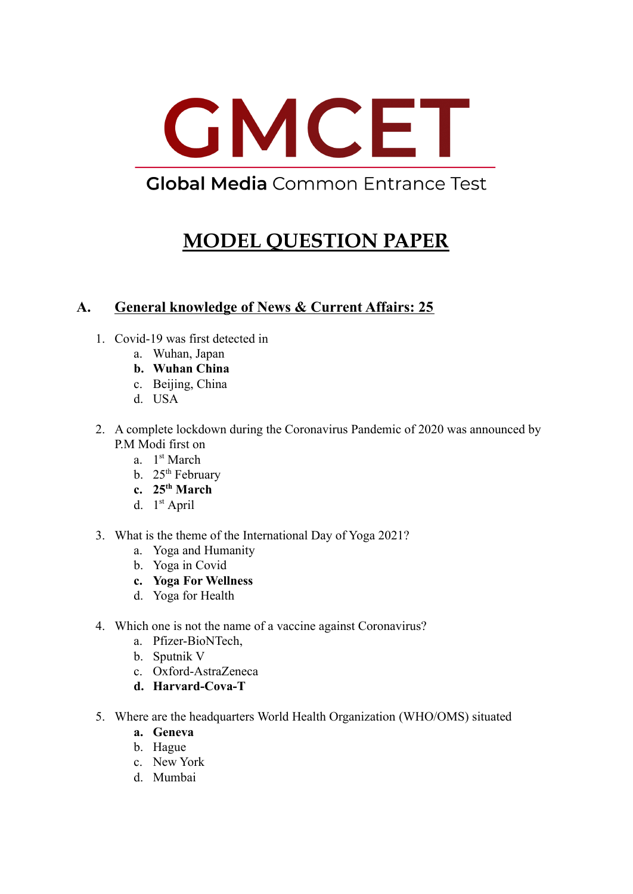# GMCET

Global Media Common Entrance Test

# MODEL QUESTION PAPER

## A. General knowledge of News & Current Affairs: 25

1. Covid-19 was first detected in
   a. Wuhan, Japan
   **b. Wuhan China**
   c. Beijing, China
   d. USA

2. A complete lockdown during the Coronavirus Pandemic of 2020 was announced by P.M Modi first on
   a. 1st March
   b. 25th February
   **c. 25th March**
   d. 1st April

3. What is the theme of the International Day of Yoga 2021?
   a. Yoga and Humanity
   b. Yoga in Covid
   **c. Yoga For Wellness**
   d. Yoga for Health

4. Which one is not the name of a vaccine against Coronavirus?
   a. Pfizer-BioNTech,
   b. Sputnik V
   c. Oxford-AstraZeneca
   **d. Harvard-Cova-T**

5. Where are the headquarters World Health Organization (WHO/OMS) situated
   **a. Geneva**
   b. Hague
   c. New York
   d. Mumbai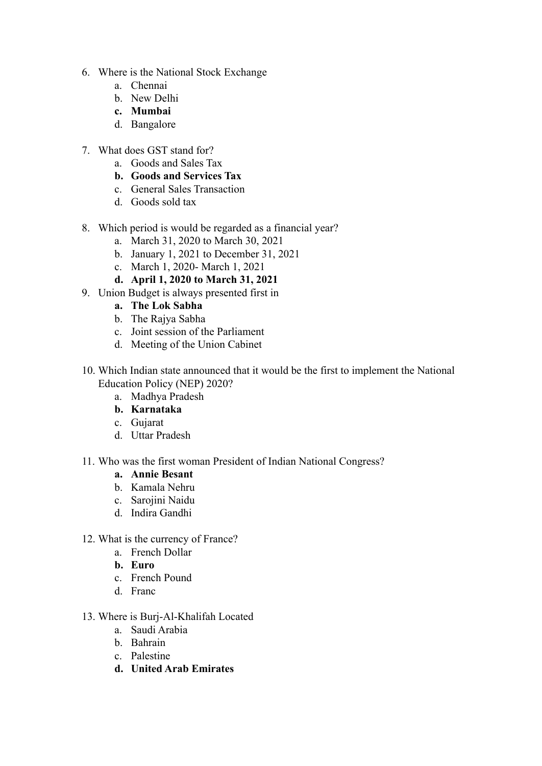6. Where is the National Stock Exchange
    a. Chennai
    b. New Delhi
    **c. Mumbai**
    d. Bangalore

7. What does GST stand for?
    a. Goods and Sales Tax
    **b. Goods and Services Tax**
    c. General Sales Transaction
    d. Goods sold tax

8. Which period is would be regarded as a financial year?
    a. March 31, 2020 to March 30, 2021
    b. January 1, 2021 to December 31, 2021
    c. March 1, 2020- March 1, 2021
    **d. April 1, 2020 to March 31, 2021**

9. Union Budget is always presented first in
    **a. The Lok Sabha**
    b. The Rajya Sabha
    c. Joint session of the Parliament
    d. Meeting of the Union Cabinet

10. Which Indian state announced that it would be the first to implement the National Education Policy (NEP) 2020?
    a. Madhya Pradesh
    **b. Karnataka**
    c. Gujarat
    d. Uttar Pradesh

11. Who was the first woman President of Indian National Congress?
    **a. Annie Besant**
    b. Kamala Nehru
    c. Sarojini Naidu
    d. Indira Gandhi

12. What is the currency of France?
    a. French Dollar
    **b. Euro**
    c. French Pound
    d. Franc

13. Where is Burj-Al-Khalifah Located
    a. Saudi Arabia
    b. Bahrain
    c. Palestine
    **d. United Arab Emirates**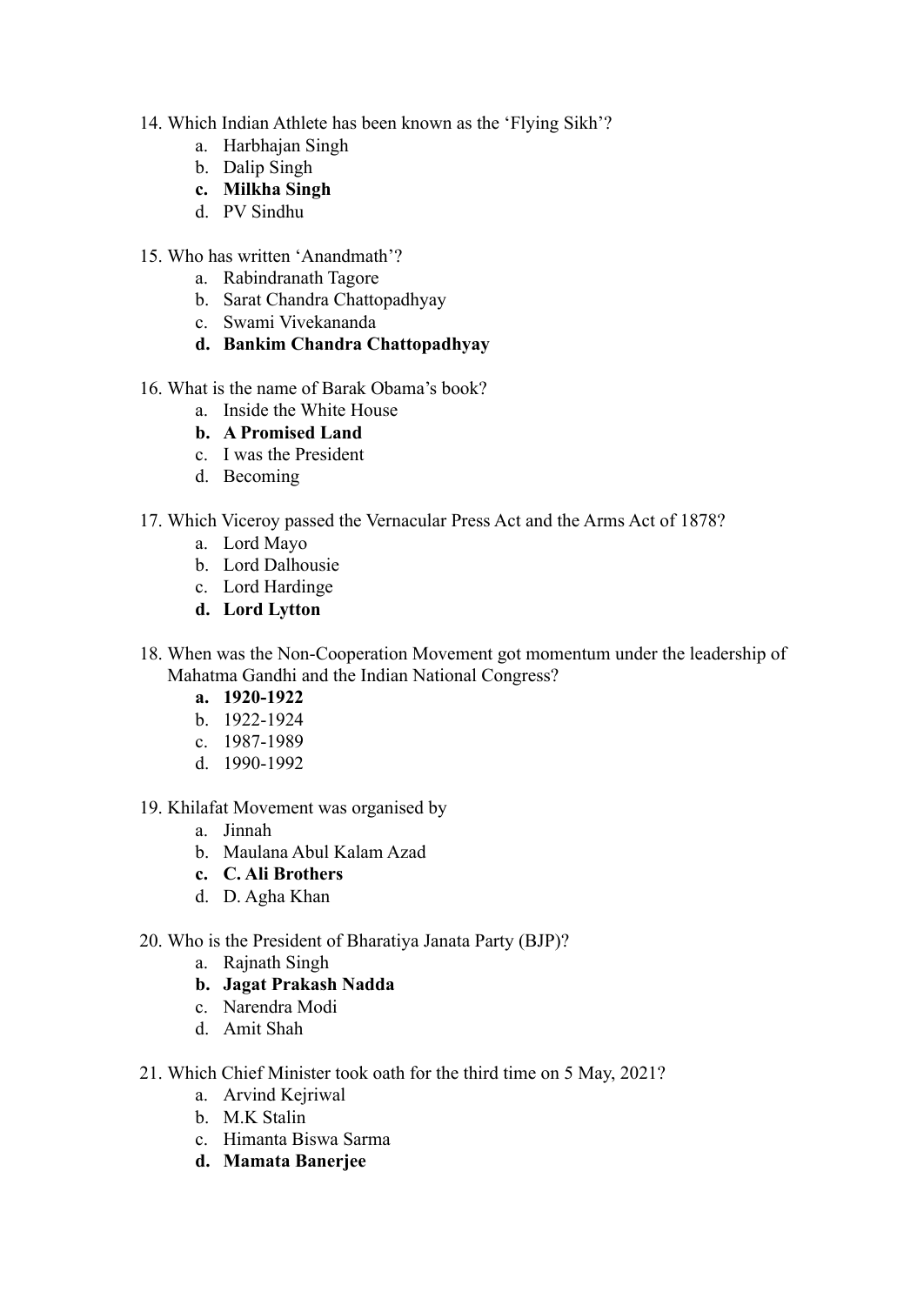14. Which Indian Athlete has been known as the ‘Flying Sikh’?
    a. Harbhajan Singh
    b. Dalip Singh
    **c. Milkha Singh**
    d. PV Sindhu

15. Who has written ‘Anandmath’?
    a. Rabindranath Tagore
    b. Sarat Chandra Chattopadhyay
    c. Swami Vivekananda
    **d. Bankim Chandra Chattopadhyay**

16. What is the name of Barak Obama’s book?
    a. Inside the White House
    **b. A Promised Land**
    c. I was the President
    d. Becoming

17. Which Viceroy passed the Vernacular Press Act and the Arms Act of 1878?
    a. Lord Mayo
    b. Lord Dalhousie
    c. Lord Hardinge
    **d. Lord Lytton**

18. When was the Non-Cooperation Movement got momentum under the leadership of Mahatma Gandhi and the Indian National Congress?
    **a. 1920-1922**
    b. 1922-1924
    c. 1987-1989
    d. 1990-1992

19. Khilafat Movement was organised by
    a. Jinnah
    b. Maulana Abul Kalam Azad
    **c. C. Ali Brothers**
    d. D. Agha Khan

20. Who is the President of Bharatiya Janata Party (BJP)?
    a. Rajnath Singh
    **b. Jagat Prakash Nadda**
    c. Narendra Modi
    d. Amit Shah

21. Which Chief Minister took oath for the third time on 5 May, 2021?
    a. Arvind Kejriwal
    b. M.K Stalin
    c. Himanta Biswa Sarma
    **d. Mamata Banerjee**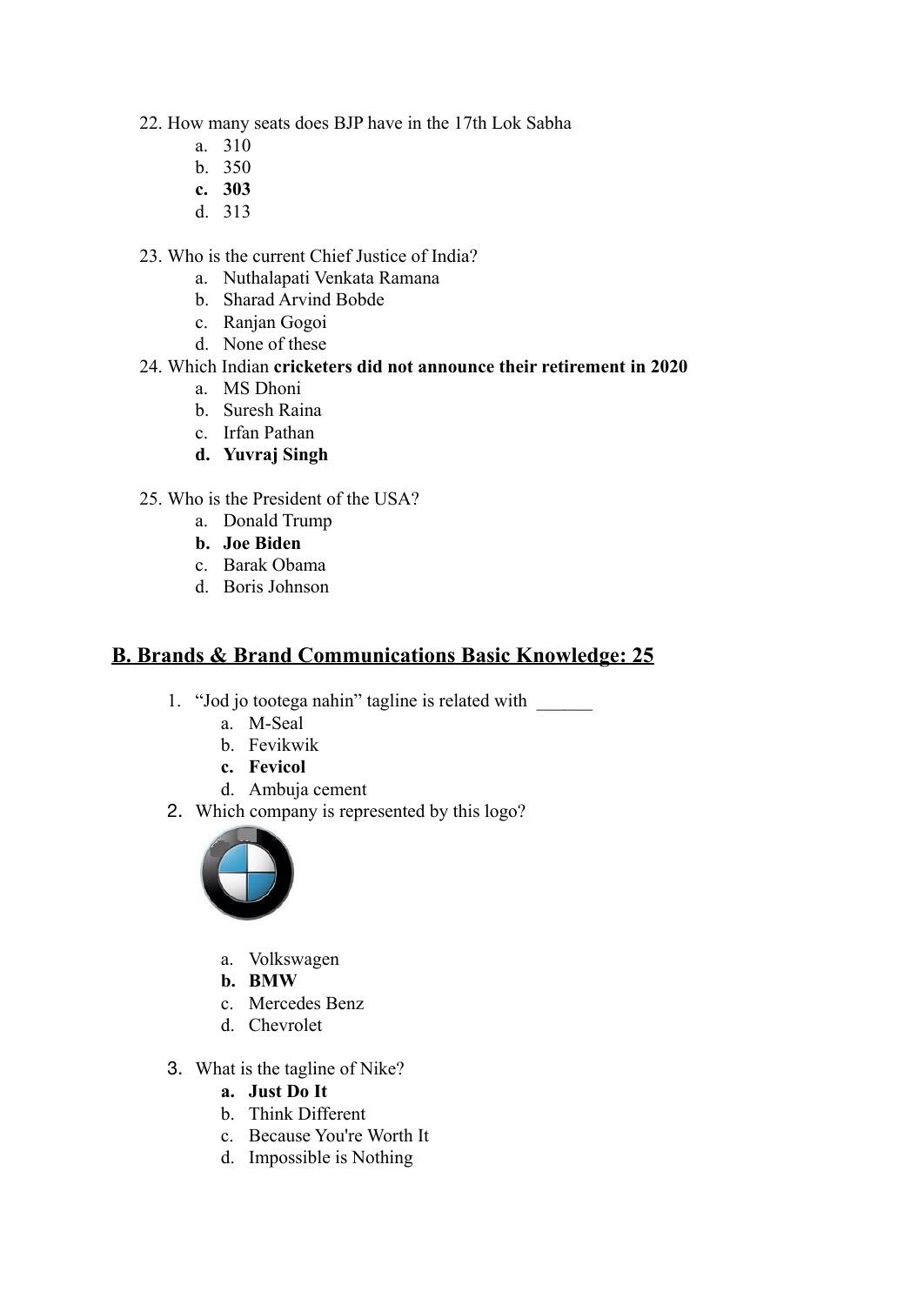22. How many seats does BJP have in the 17th Lok Sabha
    a. 310
    b. 350
    **c. 303**
    d. 313

23. Who is the current Chief Justice of India?
    a. Nuthalapati Venkata Ramana
    b. Sharad Arvind Bobde
    c. Ranjan Gogoi
    d. None of these

24. Which Indian **cricketers did not announce their retirement in 2020**
    a. MS Dhoni
    b. Suresh Raina
    c. Irfan Pathan
    **d. Yuvraj Singh**

25. Who is the President of the USA?
    a. Donald Trump
    **b. Joe Biden**
    c. Barak Obama
    d. Boris Johnson

## B. Brands & Brand Communications Basic Knowledge: 25

1. "Jod jo tootega nahin" tagline is related with ______
    a. M-Seal
    b. Fevikwik
    **c. Fevicol**
    d. Ambuja cement

2. Which company is represented by this logo?

    a. Volkswagen
    **b. BMW**
    c. Mercedes Benz
    d. Chevrolet

3. What is the tagline of Nike?
    **a. Just Do It**
    b. Think Different
    c. Because You're Worth It
    d. Impossible is Nothing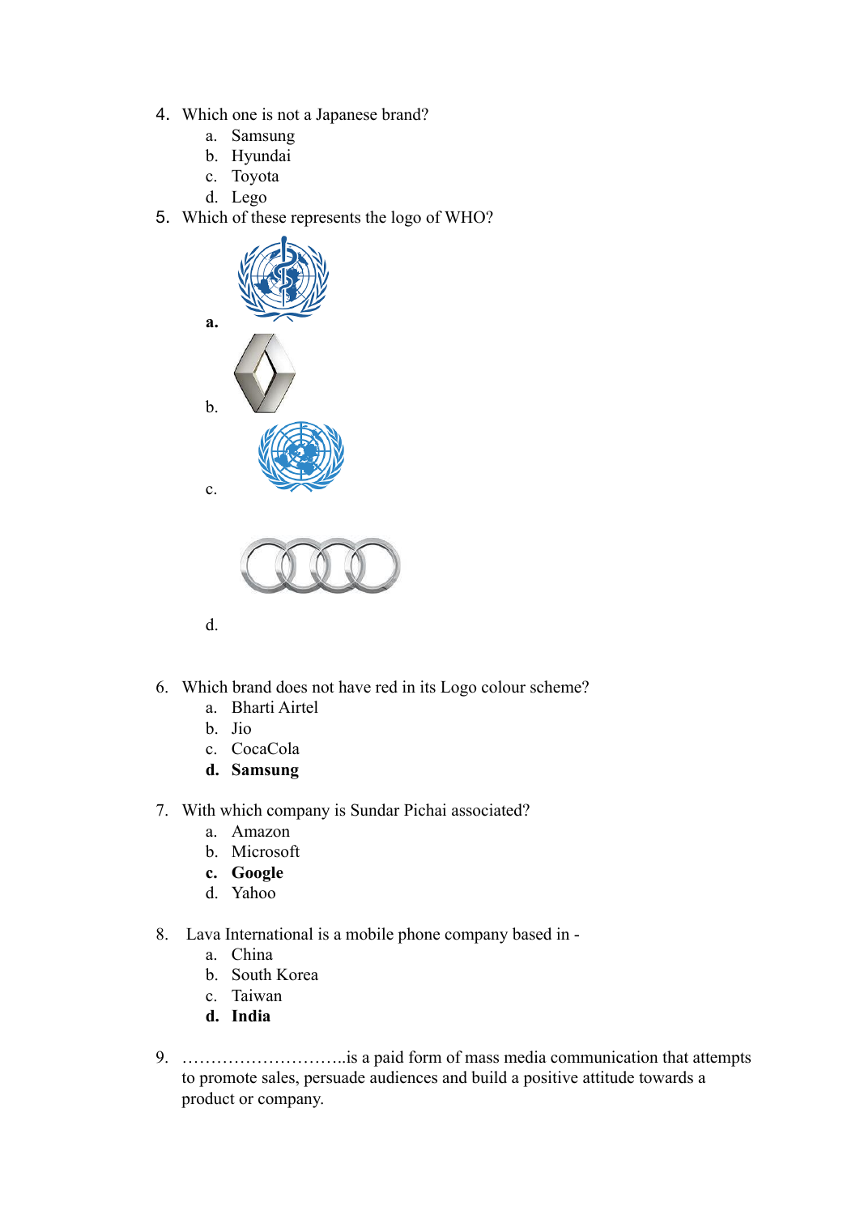4. Which one is not a Japanese brand?
    a. Samsung
    b. Hyundai
    c. Toyota
    d. Lego
5. Which of these represents the logo of WHO?
    **a.**
    b.
    c.
    d.

6. Which brand does not have red in its Logo colour scheme?
    a. Bharti Airtel
    b. Jio
    c. CocaCola
    **d. Samsung**

7. With which company is Sundar Pichai associated?
    a. Amazon
    b. Microsoft
    **c. Google**
    d. Yahoo

8. Lava International is a mobile phone company based in -
    a. China
    b. South Korea
    c. Taiwan
    **d. India**

9. ………………………..is a paid form of mass media communication that attempts to promote sales, persuade audiences and build a positive attitude towards a product or company.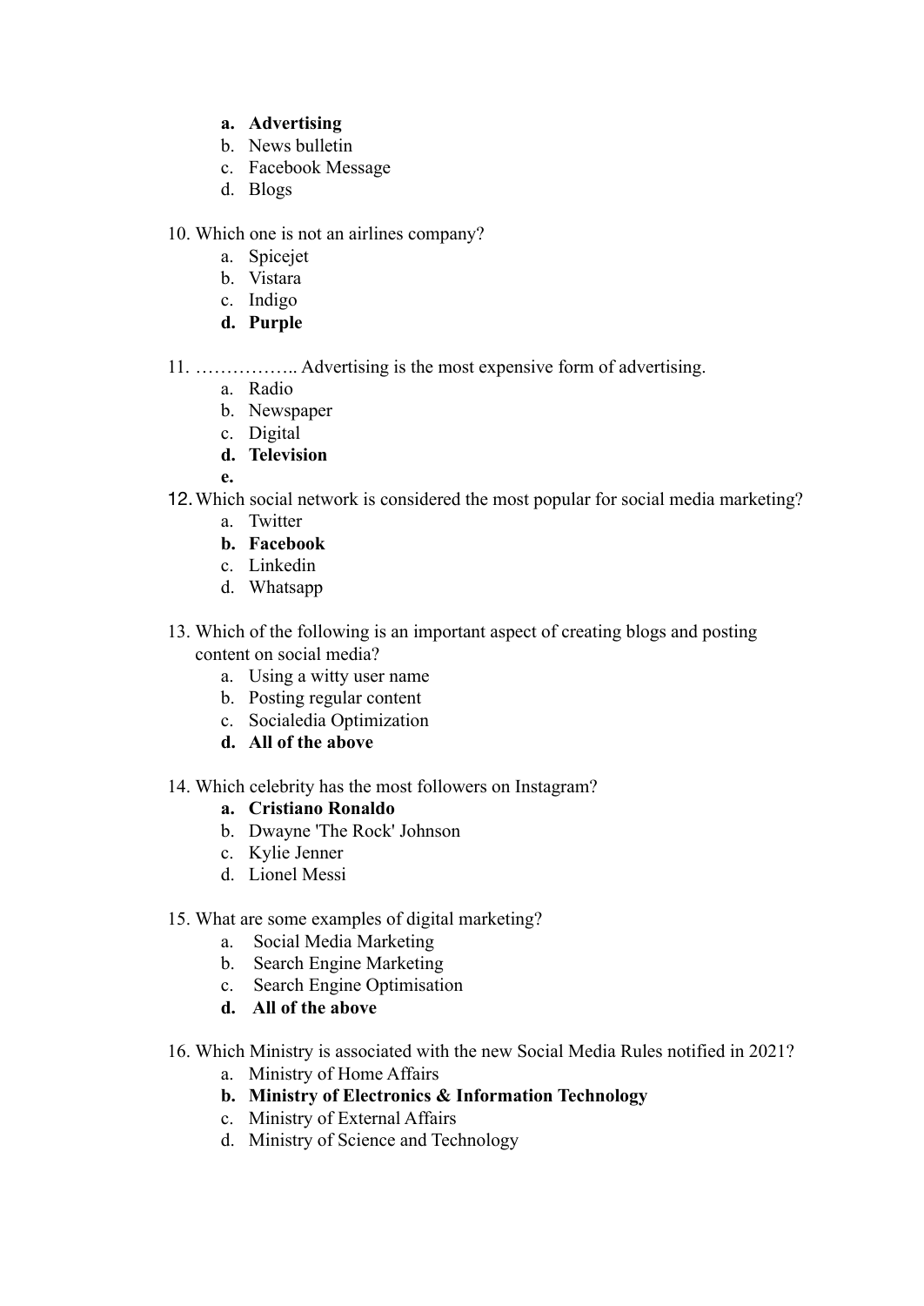- **a. Advertising**
- b. News bulletin
- c. Facebook Message
- d. Blogs

10. Which one is not an airlines company?
    - a. Spicejet
    - b. Vistara
    - c. Indigo
    - **d. Purple**

11. …………….. Advertising is the most expensive form of advertising.
    - a. Radio
    - b. Newspaper
    - c. Digital
    - **d. Television**
    - **e.**

12. Which social network is considered the most popular for social media marketing?
    - a. Twitter
    - **b. Facebook**
    - c. Linkedin
    - d. Whatsapp

13. Which of the following is an important aspect of creating blogs and posting content on social media?
    - a. Using a witty user name
    - b. Posting regular content
    - c. Socialedia Optimization
    - **d. All of the above**

14. Which celebrity has the most followers on Instagram?
    - **a. Cristiano Ronaldo**
    - b. Dwayne 'The Rock' Johnson
    - c. Kylie Jenner
    - d. Lionel Messi

15. What are some examples of digital marketing?
    - a. Social Media Marketing
    - b. Search Engine Marketing
    - c. Search Engine Optimisation
    - **d. All of the above**

16. Which Ministry is associated with the new Social Media Rules notified in 2021?
    - a. Ministry of Home Affairs
    - **b. Ministry of Electronics & Information Technology**
    - c. Ministry of External Affairs
    - d. Ministry of Science and Technology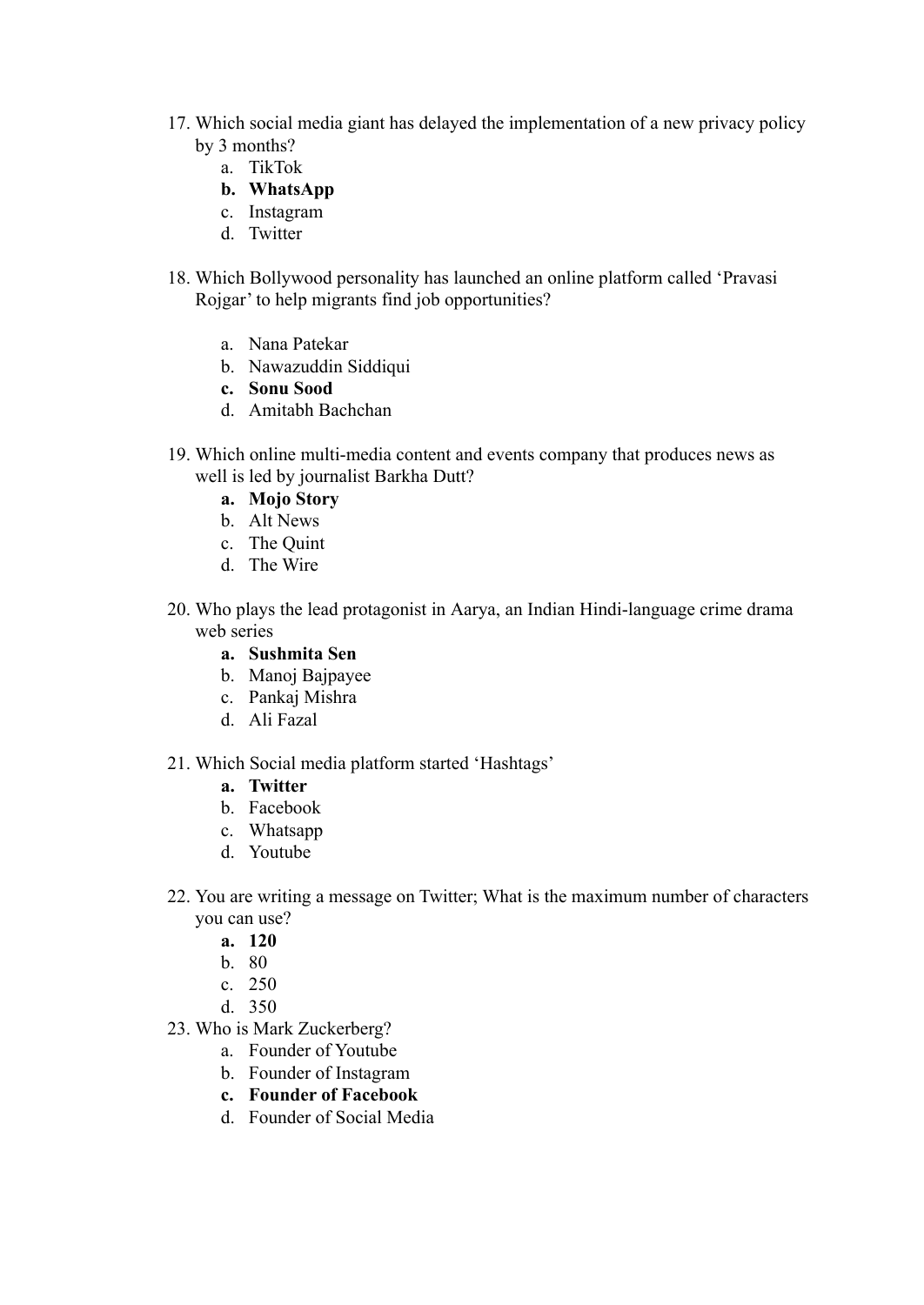17. Which social media giant has delayed the implementation of a new privacy policy by 3 months?
    a. TikTok
    **b. WhatsApp**
    c. Instagram
    d. Twitter

18. Which Bollywood personality has launched an online platform called 'Pravasi Rojgar' to help migrants find job opportunities?

    a. Nana Patekar
    b. Nawazuddin Siddiqui
    **c. Sonu Sood**
    d. Amitabh Bachchan

19. Which online multi-media content and events company that produces news as well is led by journalist Barkha Dutt?
    **a. Mojo Story**
    b. Alt News
    c. The Quint
    d. The Wire

20. Who plays the lead protagonist in Aarya, an Indian Hindi-language crime drama web series
    **a. Sushmita Sen**
    b. Manoj Bajpayee
    c. Pankaj Mishra
    d. Ali Fazal

21. Which Social media platform started 'Hashtags'
    **a. Twitter**
    b. Facebook
    c. Whatsapp
    d. Youtube

22. You are writing a message on Twitter; What is the maximum number of characters you can use?
    **a. 120**
    b. 80
    c. 250
    d. 350

23. Who is Mark Zuckerberg?
    a. Founder of Youtube
    b. Founder of Instagram
    **c. Founder of Facebook**
    d. Founder of Social Media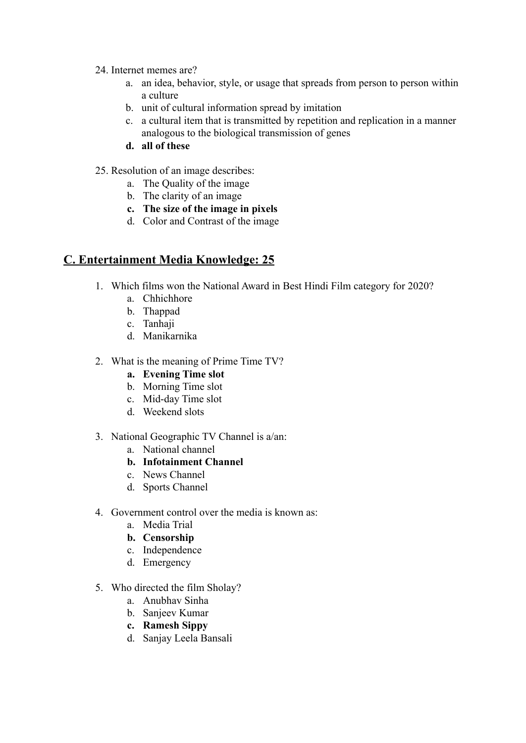24. Internet memes are?
    a. an idea, behavior, style, or usage that spreads from person to person within a culture
    b. unit of cultural information spread by imitation
    c. a cultural item that is transmitted by repetition and replication in a manner analogous to the biological transmission of genes
    **d. all of these**

25. Resolution of an image describes:
    a. The Quality of the image
    b. The clarity of an image
    **c. The size of the image in pixels**
    d. Color and Contrast of the image

## C. Entertainment Media Knowledge: 25

1. Which films won the National Award in Best Hindi Film category for 2020?
    a. Chhichhore
    b. Thappad
    c. Tanhaji
    d. Manikarnika

2. What is the meaning of Prime Time TV?
    **a. Evening Time slot**
    b. Morning Time slot
    c. Mid-day Time slot
    d. Weekend slots

3. National Geographic TV Channel is a/an:
    a. National channel
    **b. Infotainment Channel**
    c. News Channel
    d. Sports Channel

4. Government control over the media is known as:
    a. Media Trial
    **b. Censorship**
    c. Independence
    d. Emergency

5. Who directed the film Sholay?
    a. Anubhav Sinha
    b. Sanjeev Kumar
    **c. Ramesh Sippy**
    d. Sanjay Leela Bansali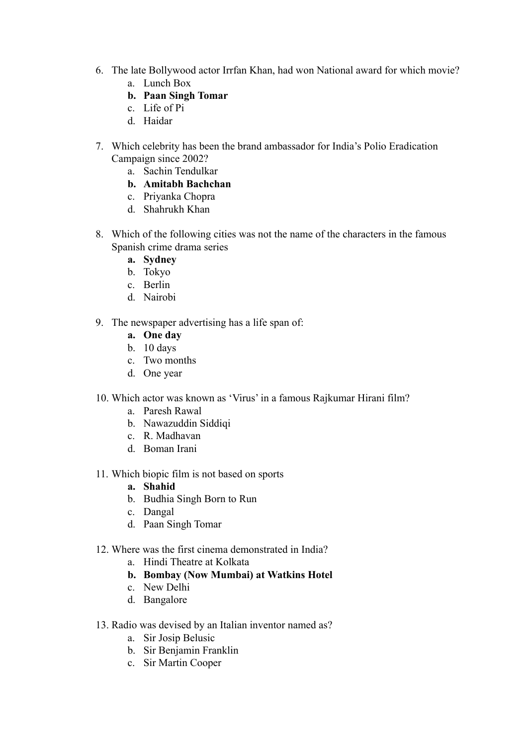6. The late Bollywood actor Irrfan Khan, had won National award for which movie?
    a. Lunch Box
    **b. Paan Singh Tomar**
    c. Life of Pi
    d. Haidar

7. Which celebrity has been the brand ambassador for India's Polio Eradication Campaign since 2002?
    a. Sachin Tendulkar
    **b. Amitabh Bachchan**
    c. Priyanka Chopra
    d. Shahrukh Khan

8. Which of the following cities was not the name of the characters in the famous Spanish crime drama series
    **a. Sydney**
    b. Tokyo
    c. Berlin
    d. Nairobi

9. The newspaper advertising has a life span of:
    **a. One day**
    b. 10 days
    c. Two months
    d. One year

10. Which actor was known as 'Virus' in a famous Rajkumar Hirani film?
    a. Paresh Rawal
    b. Nawazuddin Siddiqi
    c. R. Madhavan
    d. Boman Irani

11. Which biopic film is not based on sports
    **a. Shahid**
    b. Budhia Singh Born to Run
    c. Dangal
    d. Paan Singh Tomar

12. Where was the first cinema demonstrated in India?
    a. Hindi Theatre at Kolkata
    **b. Bombay (Now Mumbai) at Watkins Hotel**
    c. New Delhi
    d. Bangalore

13. Radio was devised by an Italian inventor named as?
    a. Sir Josip Belusic
    b. Sir Benjamin Franklin
    c. Sir Martin Cooper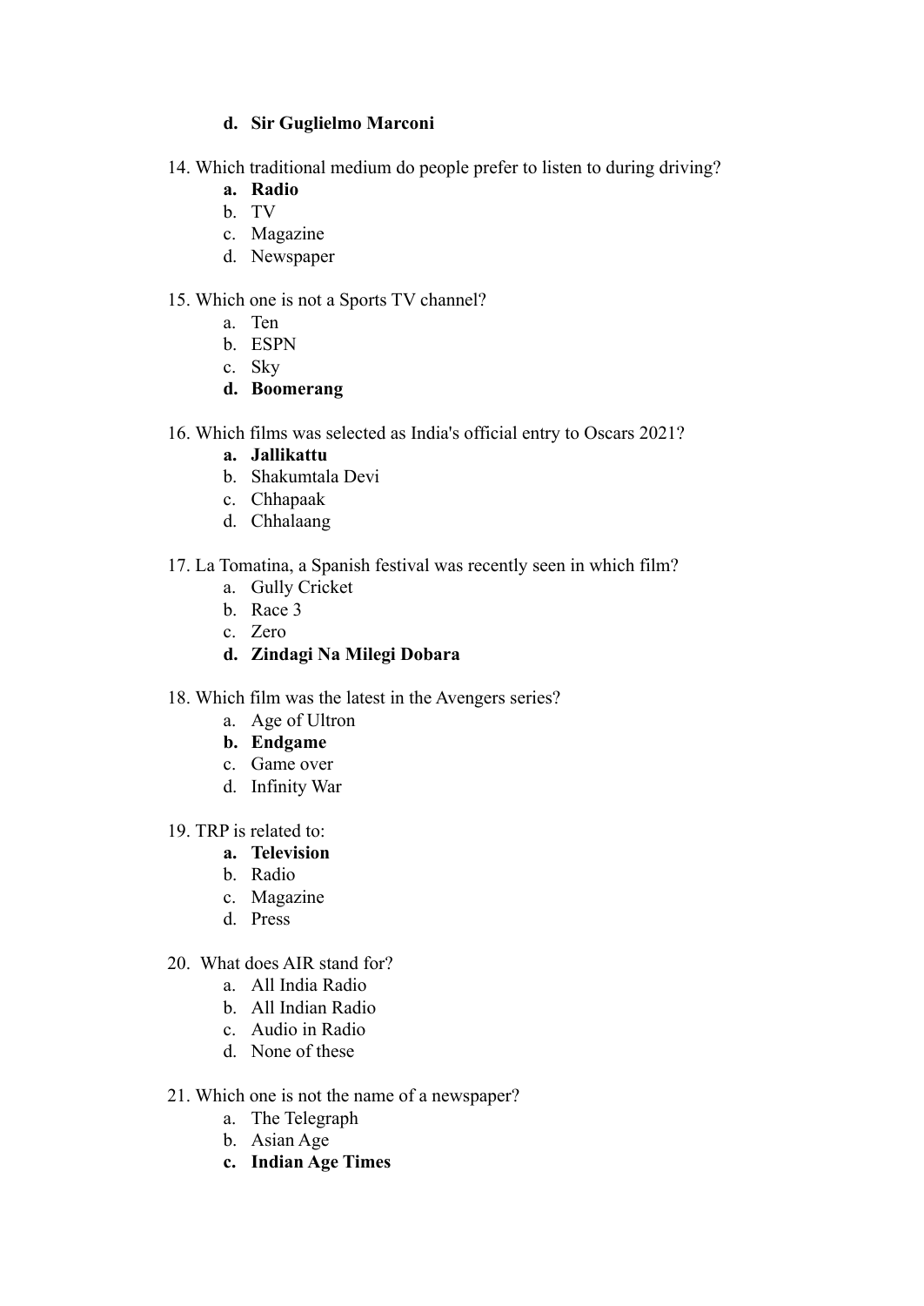d. **Sir Guglielmo Marconi**

14. Which traditional medium do people prefer to listen to during driving?
   a. **Radio**
   b. TV
   c. Magazine
   d. Newspaper

15. Which one is not a Sports TV channel?
   a. Ten
   b. ESPN
   c. Sky
   d. **Boomerang**

16. Which films was selected as India's official entry to Oscars 2021?
   a. **Jallikattu**
   b. Shakumtala Devi
   c. Chhapaak
   d. Chhalaang

17. La Tomatina, a Spanish festival was recently seen in which film?
   a. Gully Cricket
   b. Race 3
   c. Zero
   d. **Zindagi Na Milegi Dobara**

18. Which film was the latest in the Avengers series?
   a. Age of Ultron
   b. **Endgame**
   c. Game over
   d. Infinity War

19. TRP is related to:
   a. **Television**
   b. Radio
   c. Magazine
   d. Press

20. What does AIR stand for?
   a. All India Radio
   b. All Indian Radio
   c. Audio in Radio
   d. None of these

21. Which one is not the name of a newspaper?
   a. The Telegraph
   b. Asian Age
   c. **Indian Age Times**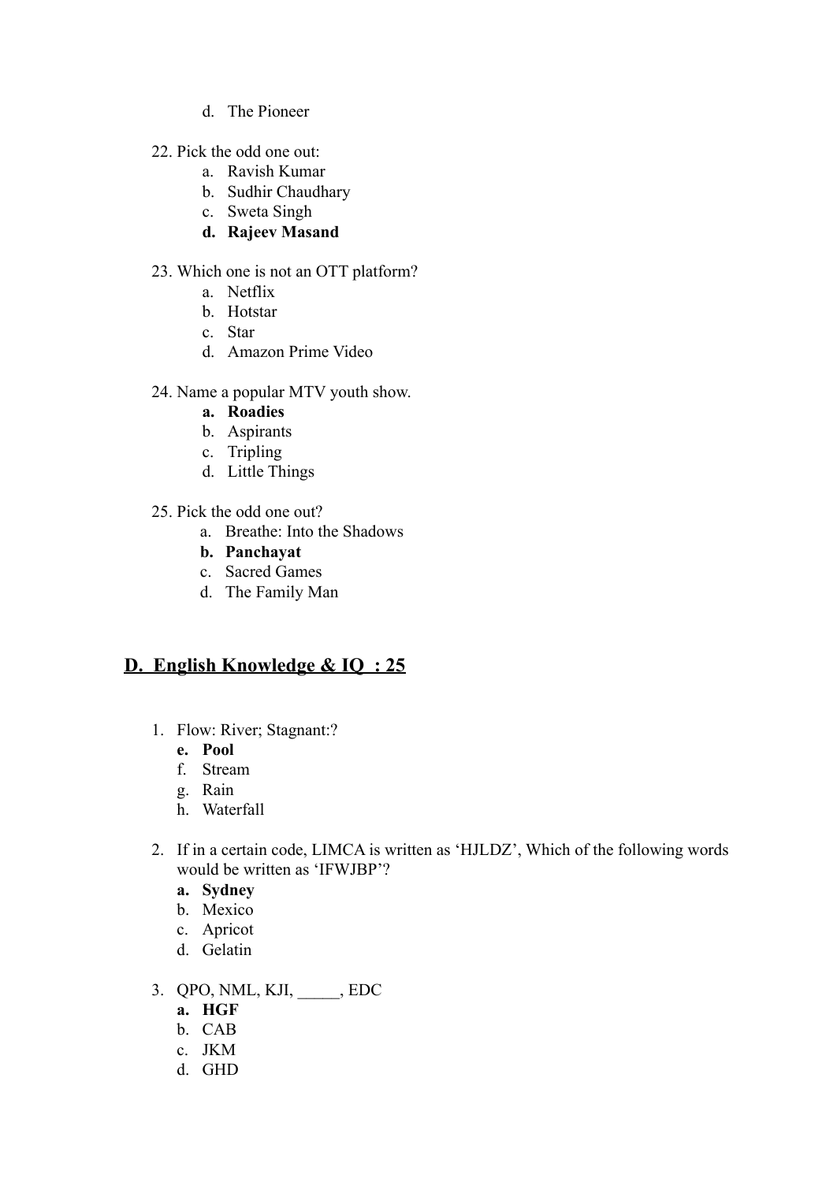d. The Pioneer

22. Pick the odd one out:
    a. Ravish Kumar
    b. Sudhir Chaudhary
    c. Sweta Singh
    **d. Rajeev Masand**

23. Which one is not an OTT platform?
    a. Netflix
    b. Hotstar
    c. Star
    d. Amazon Prime Video

24. Name a popular MTV youth show.
    **a. Roadies**
    b. Aspirants
    c. Tripling
    d. Little Things

25. Pick the odd one out?
    a. Breathe: Into the Shadows
    **b. Panchayat**
    c. Sacred Games
    d. The Family Man

## D. English Knowledge & IQ : 25

1. Flow: River; Stagnant:?
   **e. Pool**
   f. Stream
   g. Rain
   h. Waterfall

2. If in a certain code, LIMCA is written as 'HJLDZ', Which of the following words would be written as 'IFWJBP'?
   **a. Sydney**
   b. Mexico
   c. Apricot
   d. Gelatin

3. QPO, NML, KJI, _____, EDC
   **a. HGF**
   b. CAB
   c. JKM
   d. GHD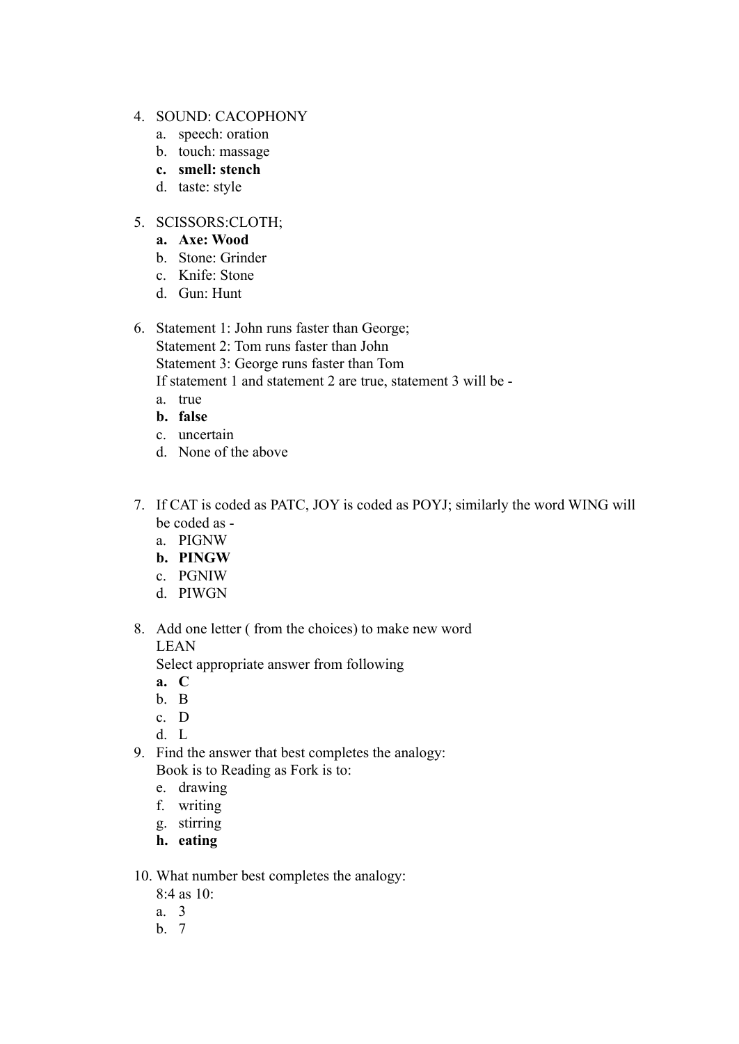4. SOUND: CACOPHONY
    a. speech: oration
    b. touch: massage
    c. **smell: stench**
    d. taste: style

5. SCISSORS:CLOTH;
    a. **Axe: Wood**
    b. Stone: Grinder
    c. Knife: Stone
    d. Gun: Hunt

6. Statement 1: John runs faster than George;
    Statement 2: Tom runs faster than John
    Statement 3: George runs faster than Tom
    If statement 1 and statement 2 are true, statement 3 will be -
    a. true
    b. **false**
    c. uncertain
    d. None of the above

7. If CAT is coded as PATC, JOY is coded as POYJ; similarly the word WING will be coded as -
    a. PIGNW
    b. **PINGW**
    c. PGNIW
    d. PIWGN

8. Add one letter ( from the choices) to make new word
    LEAN
    Select appropriate answer from following
    a. **C**
    b. B
    c. D
    d. L

9. Find the answer that best completes the analogy:
    Book is to Reading as Fork is to:
    e. drawing
    f. writing
    g. stirring
    h. **eating**

10. What number best completes the analogy:
    8:4 as 10:
    a. 3
    b. 7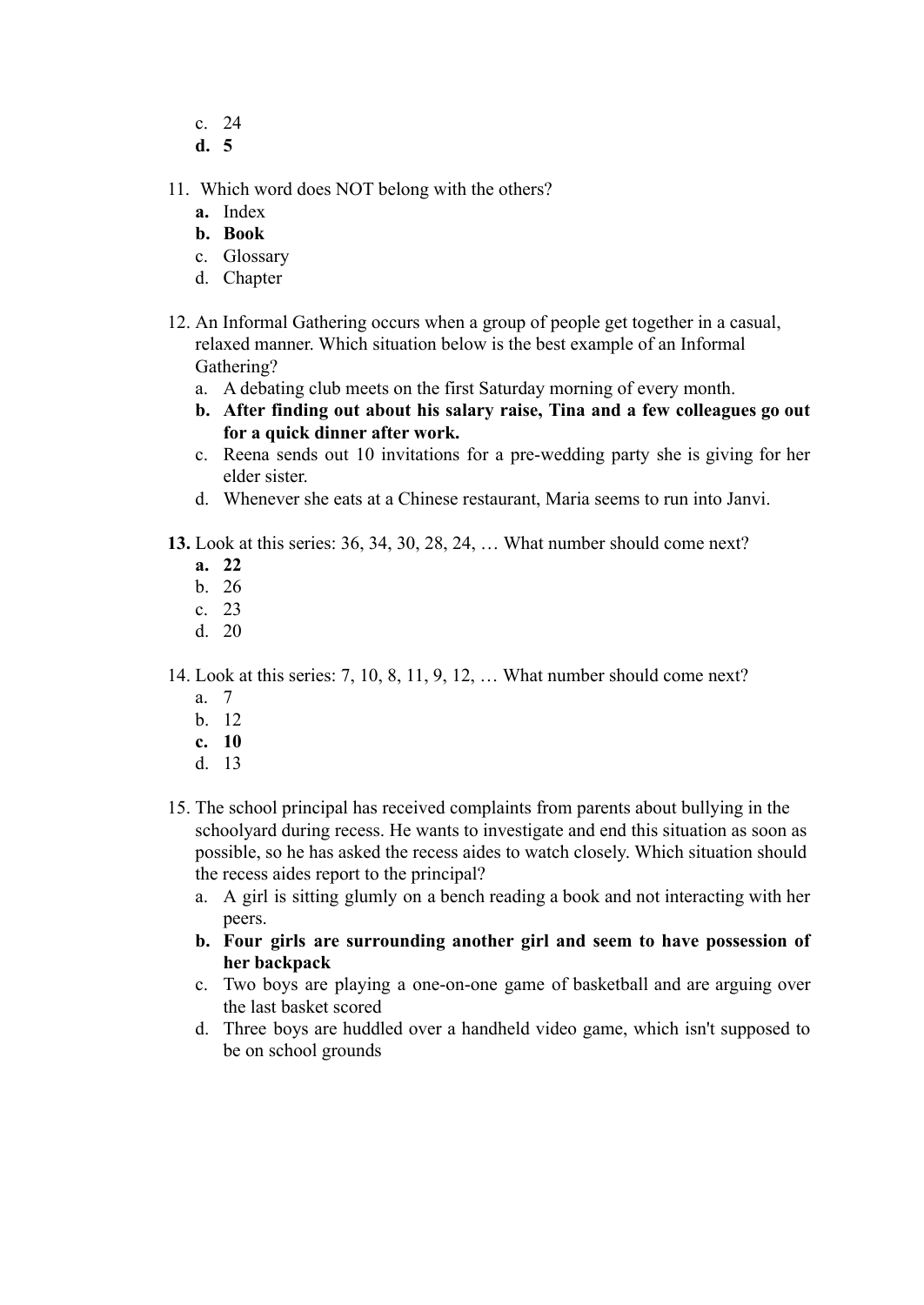c. 24
**d. 5**

11. Which word does NOT belong with the others?
   **a.** Index
   **b. Book**
   c. Glossary
   d. Chapter

12. An Informal Gathering occurs when a group of people get together in a casual, relaxed manner. Which situation below is the best example of an Informal Gathering?
   a. A debating club meets on the first Saturday morning of every month.
   **b. After finding out about his salary raise, Tina and a few colleagues go out for a quick dinner after work.**
   c. Reena sends out 10 invitations for a pre-wedding party she is giving for her elder sister.
   d. Whenever she eats at a Chinese restaurant, Maria seems to run into Janvi.

**13.** Look at this series: 36, 34, 30, 28, 24, … What number should come next?
   **a. 22**
   b. 26
   c. 23
   d. 20

14. Look at this series: 7, 10, 8, 11, 9, 12, … What number should come next?
   a. 7
   b. 12
   **c. 10**
   d. 13

15. The school principal has received complaints from parents about bullying in the schoolyard during recess. He wants to investigate and end this situation as soon as possible, so he has asked the recess aides to watch closely. Which situation should the recess aides report to the principal?
   a. A girl is sitting glumly on a bench reading a book and not interacting with her peers.
   **b. Four girls are surrounding another girl and seem to have possession of her backpack**
   c. Two boys are playing a one-on-one game of basketball and are arguing over the last basket scored
   d. Three boys are huddled over a handheld video game, which isn't supposed to be on school grounds